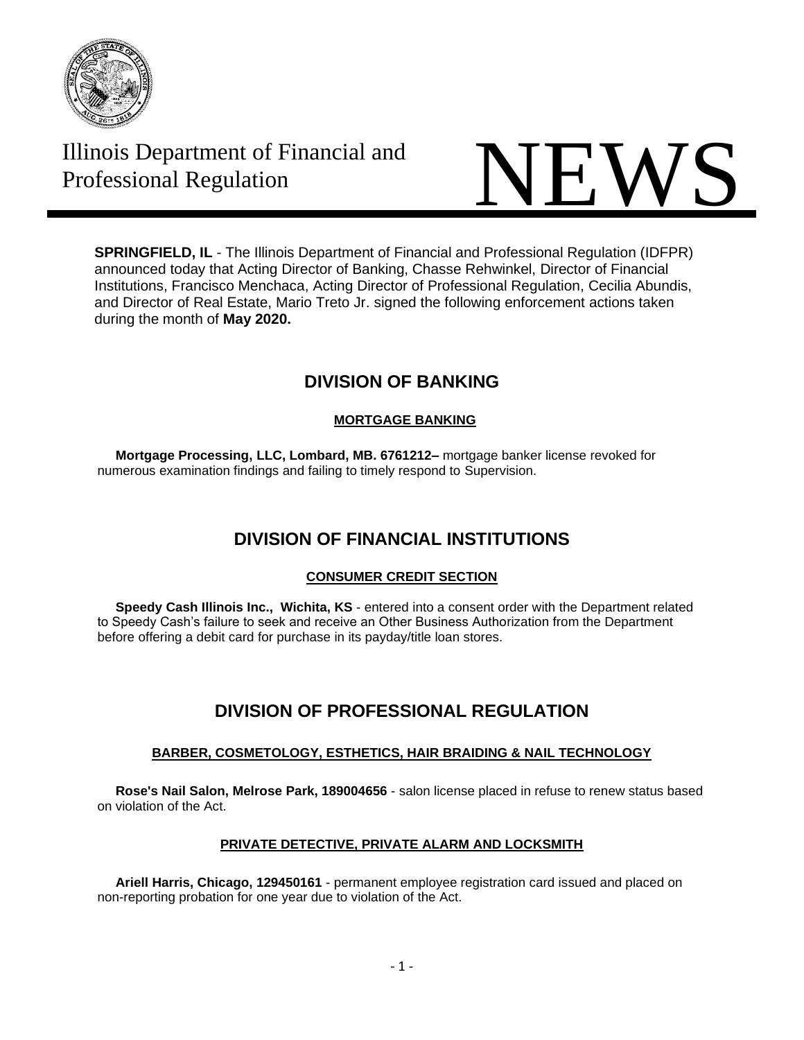Illinois Department of Financial and Professional Regulation

# NEWS

**SPRINGFIELD, IL** - The Illinois Department of Financial and Professional Regulation (IDFPR) announced today that Acting Director of Banking, Chasse Rehwinkel, Director of Financial Institutions, Francisco Menchaca, Acting Director of Professional Regulation, Cecilia Abundis, and Director of Real Estate, Mario Treto Jr. signed the following enforcement actions taken during the month of **May 2020.**

## DIVISION OF BANKING

### MORTGAGE BANKING

**Mortgage Processing, LLC, Lombard, MB. 6761212–** mortgage banker license revoked for numerous examination findings and failing to timely respond to Supervision.

## DIVISION OF FINANCIAL INSTITUTIONS

### CONSUMER CREDIT SECTION

**Speedy Cash Illinois Inc., Wichita, KS** - entered into a consent order with the Department related to Speedy Cash's failure to seek and receive an Other Business Authorization from the Department before offering a debit card for purchase in its payday/title loan stores.

## DIVISION OF PROFESSIONAL REGULATION

### BARBER, COSMETOLOGY, ESTHETICS, HAIR BRAIDING & NAIL TECHNOLOGY

**Rose's Nail Salon, Melrose Park, 189004656** - salon license placed in refuse to renew status based on violation of the Act.

### PRIVATE DETECTIVE, PRIVATE ALARM AND LOCKSMITH

**Ariell Harris, Chicago, 129450161** - permanent employee registration card issued and placed on non-reporting probation for one year due to violation of the Act.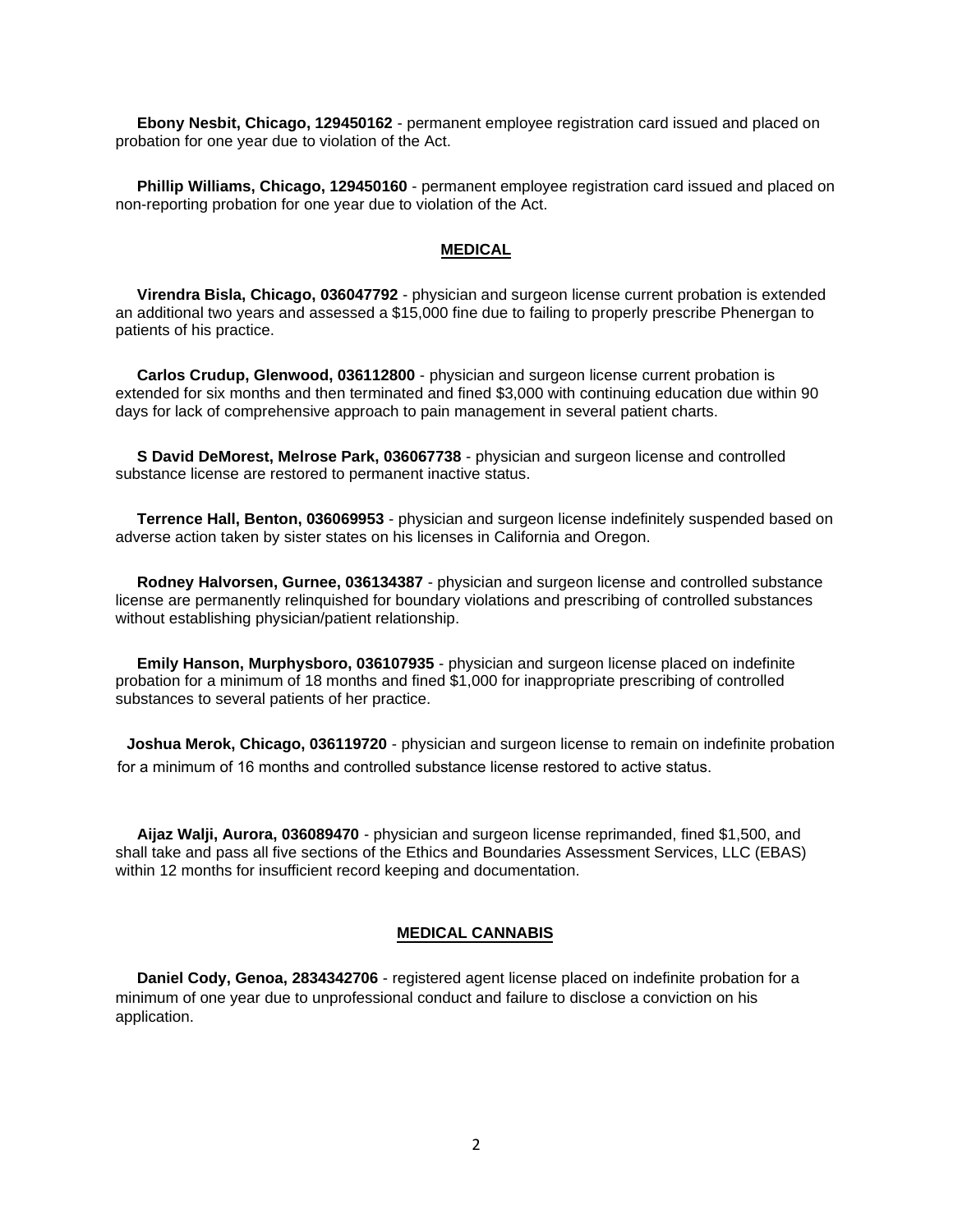**Ebony Nesbit, Chicago, 129450162** - permanent employee registration card issued and placed on probation for one year due to violation of the Act.

**Phillip Williams, Chicago, 129450160** - permanent employee registration card issued and placed on non-reporting probation for one year due to violation of the Act.

## MEDICAL

**Virendra Bisla, Chicago, 036047792** - physician and surgeon license current probation is extended an additional two years and assessed a $15,000 fine due to failing to properly prescribe Phenergan to patients of his practice.

**Carlos Crudup, Glenwood, 036112800** - physician and surgeon license current probation is extended for six months and then terminated and fined $3,000 with continuing education due within 90 days for lack of comprehensive approach to pain management in several patient charts.

**S David DeMorest, Melrose Park, 036067738** - physician and surgeon license and controlled substance license are restored to permanent inactive status.

**Terrence Hall, Benton, 036069953** - physician and surgeon license indefinitely suspended based on adverse action taken by sister states on his licenses in California and Oregon.

**Rodney Halvorsen, Gurnee, 036134387** - physician and surgeon license and controlled substance license are permanently relinquished for boundary violations and prescribing of controlled substances without establishing physician/patient relationship.

**Emily Hanson, Murphysboro, 036107935** - physician and surgeon license placed on indefinite probation for a minimum of 18 months and fined $1,000 for inappropriate prescribing of controlled substances to several patients of her practice.

**Joshua Merok, Chicago, 036119720** - physician and surgeon license to remain on indefinite probation for a minimum of 16 months and controlled substance license restored to active status.

**Aijaz Walji, Aurora, 036089470** - physician and surgeon license reprimanded, fined $1,500, and shall take and pass all five sections of the Ethics and Boundaries Assessment Services, LLC (EBAS) within 12 months for insufficient record keeping and documentation.

## MEDICAL CANNABIS

**Daniel Cody, Genoa, 2834342706** - registered agent license placed on indefinite probation for a minimum of one year due to unprofessional conduct and failure to disclose a conviction on his application.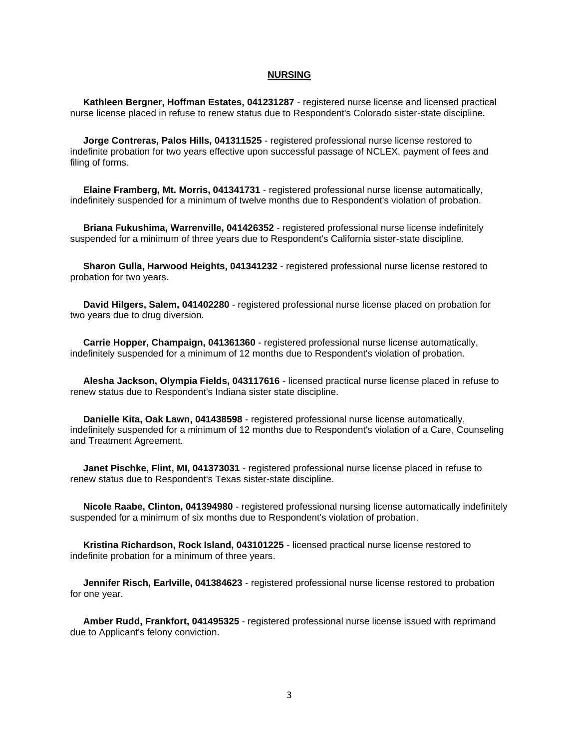## NURSING

**Kathleen Bergner, Hoffman Estates, 041231287** - registered nurse license and licensed practical nurse license placed in refuse to renew status due to Respondent's Colorado sister-state discipline.

**Jorge Contreras, Palos Hills, 041311525** - registered professional nurse license restored to indefinite probation for two years effective upon successful passage of NCLEX, payment of fees and filing of forms.

**Elaine Framberg, Mt. Morris, 041341731** - registered professional nurse license automatically, indefinitely suspended for a minimum of twelve months due to Respondent's violation of probation.

**Briana Fukushima, Warrenville, 041426352** - registered professional nurse license indefinitely suspended for a minimum of three years due to Respondent's California sister-state discipline.

**Sharon Gulla, Harwood Heights, 041341232** - registered professional nurse license restored to probation for two years.

**David Hilgers, Salem, 041402280** - registered professional nurse license placed on probation for two years due to drug diversion.

**Carrie Hopper, Champaign, 041361360** - registered professional nurse license automatically, indefinitely suspended for a minimum of 12 months due to Respondent's violation of probation.

**Alesha Jackson, Olympia Fields, 043117616** - licensed practical nurse license placed in refuse to renew status due to Respondent's Indiana sister state discipline.

**Danielle Kita, Oak Lawn, 041438598** - registered professional nurse license automatically, indefinitely suspended for a minimum of 12 months due to Respondent's violation of a Care, Counseling and Treatment Agreement.

**Janet Pischke, Flint, MI, 041373031** - registered professional nurse license placed in refuse to renew status due to Respondent's Texas sister-state discipline.

**Nicole Raabe, Clinton, 041394980** - registered professional nursing license automatically indefinitely suspended for a minimum of six months due to Respondent's violation of probation.

**Kristina Richardson, Rock Island, 043101225** - licensed practical nurse license restored to indefinite probation for a minimum of three years.

**Jennifer Risch, Earlville, 041384623** - registered professional nurse license restored to probation for one year.

**Amber Rudd, Frankfort, 041495325** - registered professional nurse license issued with reprimand due to Applicant's felony conviction.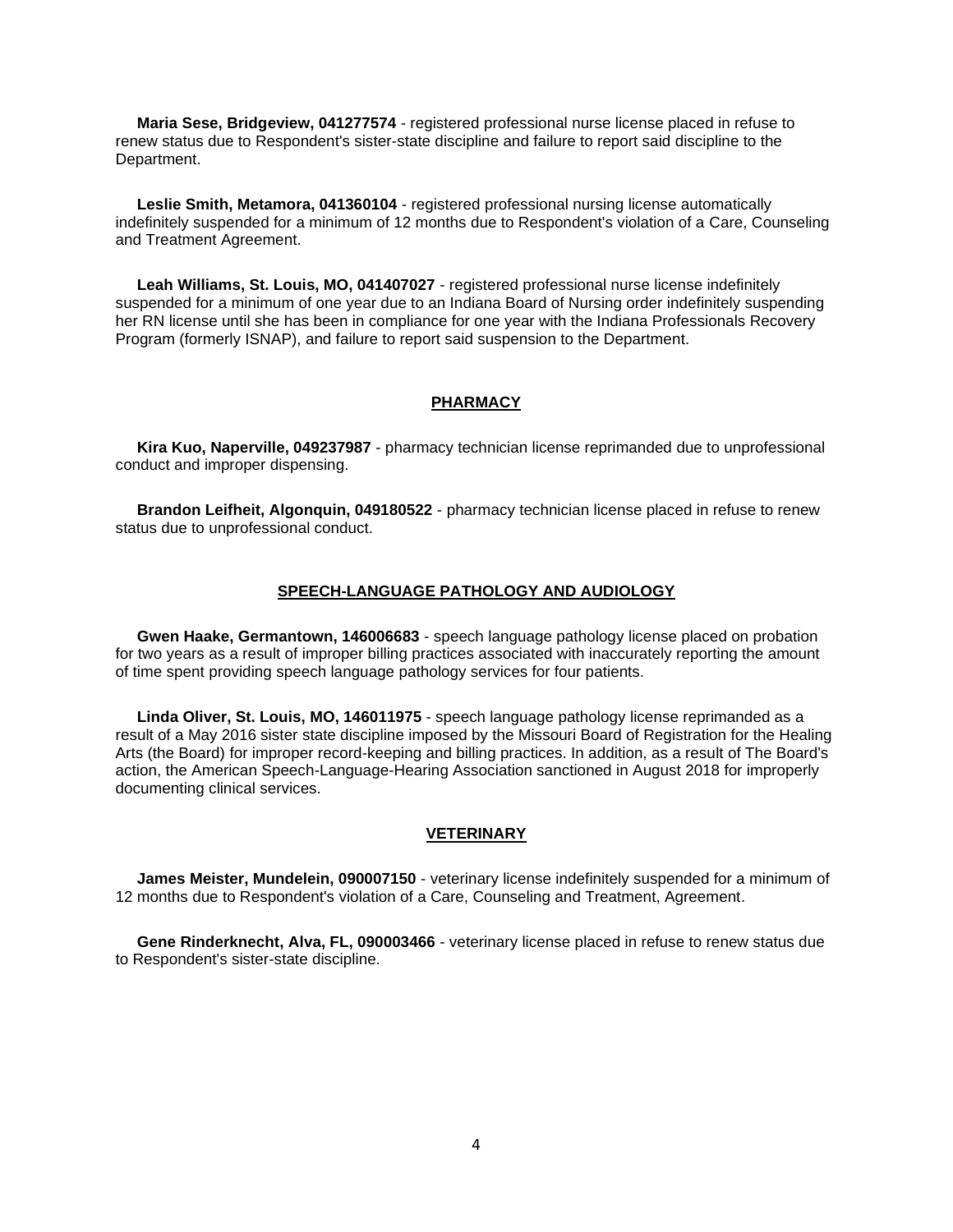**Maria Sese, Bridgeview, 041277574** - registered professional nurse license placed in refuse to renew status due to Respondent's sister-state discipline and failure to report said discipline to the Department.

**Leslie Smith, Metamora, 041360104** - registered professional nursing license automatically indefinitely suspended for a minimum of 12 months due to Respondent's violation of a Care, Counseling and Treatment Agreement.

**Leah Williams, St. Louis, MO, 041407027** - registered professional nurse license indefinitely suspended for a minimum of one year due to an Indiana Board of Nursing order indefinitely suspending her RN license until she has been in compliance for one year with the Indiana Professionals Recovery Program (formerly ISNAP), and failure to report said suspension to the Department.

## PHARMACY

**Kira Kuo, Naperville, 049237987** - pharmacy technician license reprimanded due to unprofessional conduct and improper dispensing.

**Brandon Leifheit, Algonquin, 049180522** - pharmacy technician license placed in refuse to renew status due to unprofessional conduct.

## SPEECH-LANGUAGE PATHOLOGY AND AUDIOLOGY

**Gwen Haake, Germantown, 146006683** - speech language pathology license placed on probation for two years as a result of improper billing practices associated with inaccurately reporting the amount of time spent providing speech language pathology services for four patients.

**Linda Oliver, St. Louis, MO, 146011975** - speech language pathology license reprimanded as a result of a May 2016 sister state discipline imposed by the Missouri Board of Registration for the Healing Arts (the Board) for improper record-keeping and billing practices. In addition, as a result of The Board's action, the American Speech-Language-Hearing Association sanctioned in August 2018 for improperly documenting clinical services.

## VETERINARY

**James Meister, Mundelein, 090007150** - veterinary license indefinitely suspended for a minimum of 12 months due to Respondent's violation of a Care, Counseling and Treatment, Agreement.

**Gene Rinderknecht, Alva, FL, 090003466** - veterinary license placed in refuse to renew status due to Respondent's sister-state discipline.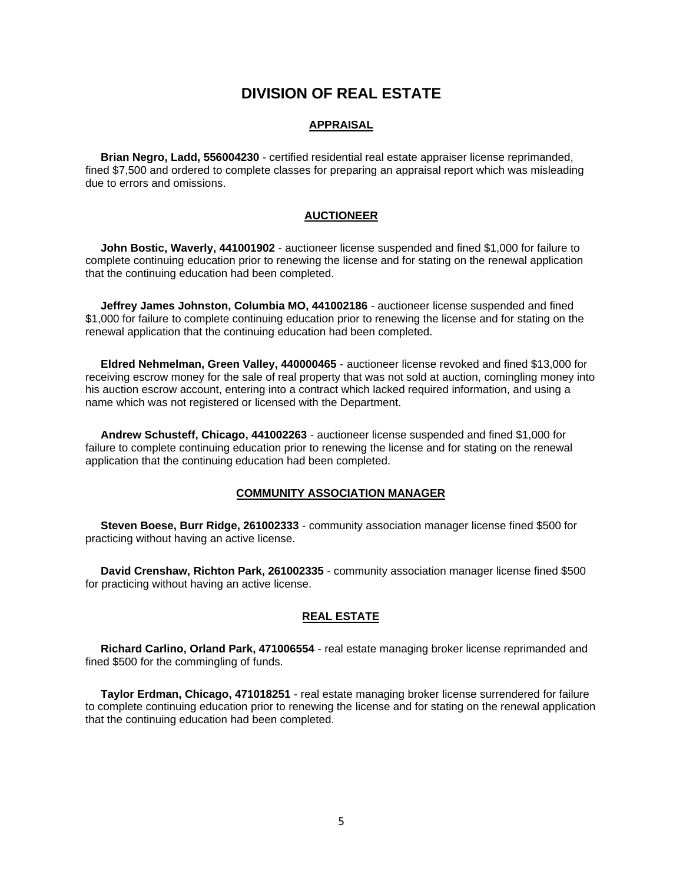# DIVISION OF REAL ESTATE

## APPRAISAL

**Brian Negro, Ladd, 556004230** - certified residential real estate appraiser license reprimanded, fined $7,500 and ordered to complete classes for preparing an appraisal report which was misleading due to errors and omissions.

## AUCTIONEER

**John Bostic, Waverly, 441001902** - auctioneer license suspended and fined $1,000 for failure to complete continuing education prior to renewing the license and for stating on the renewal application that the continuing education had been completed.

**Jeffrey James Johnston, Columbia MO, 441002186** - auctioneer license suspended and fined $1,000 for failure to complete continuing education prior to renewing the license and for stating on the renewal application that the continuing education had been completed.

**Eldred Nehmelman, Green Valley, 440000465** - auctioneer license revoked and fined $13,000 for receiving escrow money for the sale of real property that was not sold at auction, comingling money into his auction escrow account, entering into a contract which lacked required information, and using a name which was not registered or licensed with the Department.

**Andrew Schusteff, Chicago, 441002263** - auctioneer license suspended and fined $1,000 for failure to complete continuing education prior to renewing the license and for stating on the renewal application that the continuing education had been completed.

## COMMUNITY ASSOCIATION MANAGER

**Steven Boese, Burr Ridge, 261002333** - community association manager license fined $500 for practicing without having an active license.

**David Crenshaw, Richton Park, 261002335** - community association manager license fined $500 for practicing without having an active license.

## REAL ESTATE

**Richard Carlino, Orland Park, 471006554** - real estate managing broker license reprimanded and fined $500 for the commingling of funds.

**Taylor Erdman, Chicago, 471018251** - real estate managing broker license surrendered for failure to complete continuing education prior to renewing the license and for stating on the renewal application that the continuing education had been completed.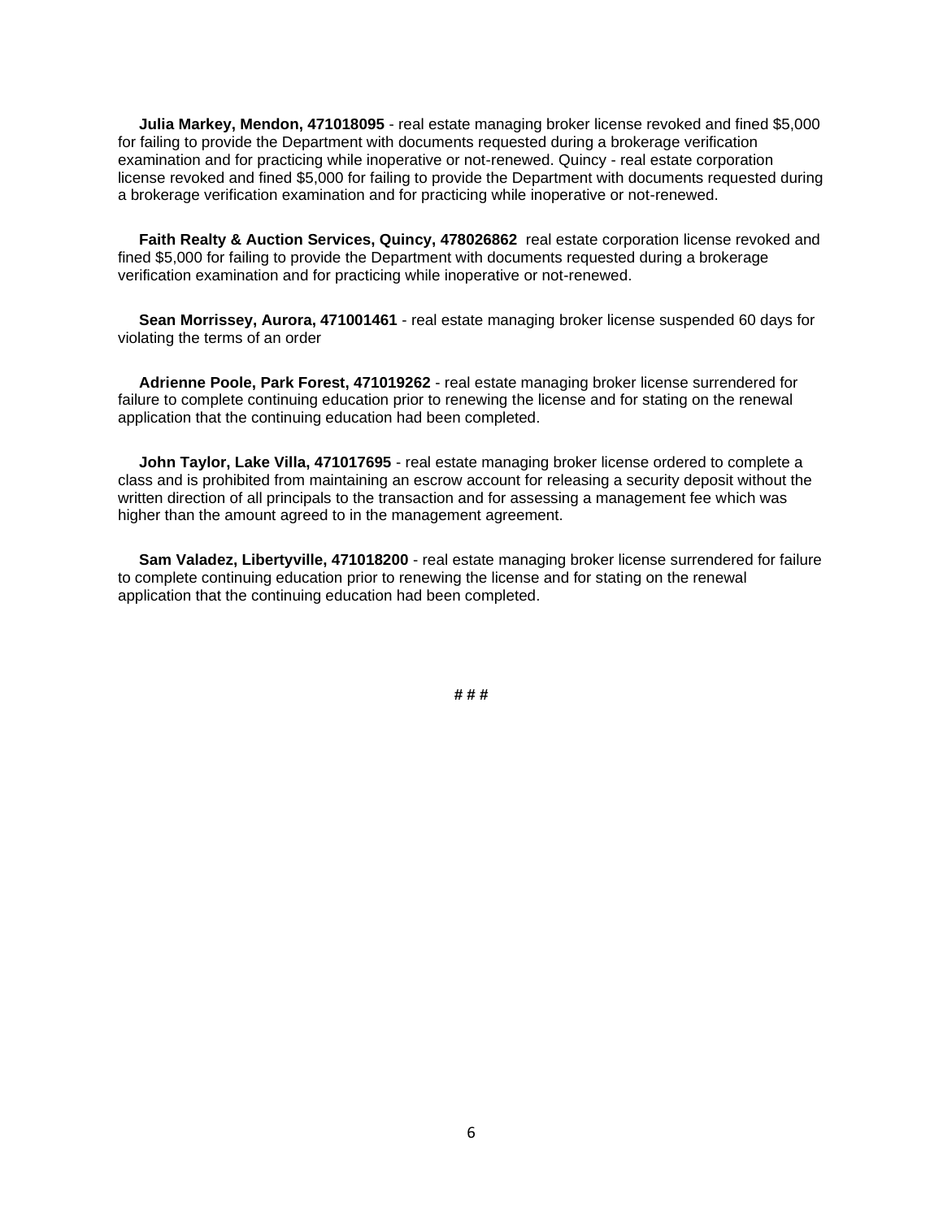**Julia Markey, Mendon, 471018095** - real estate managing broker license revoked and fined $5,000 for failing to provide the Department with documents requested during a brokerage verification examination and for practicing while inoperative or not-renewed. Quincy - real estate corporation license revoked and fined $5,000 for failing to provide the Department with documents requested during a brokerage verification examination and for practicing while inoperative or not-renewed.

**Faith Realty & Auction Services, Quincy, 478026862** real estate corporation license revoked and fined $5,000 for failing to provide the Department with documents requested during a brokerage verification examination and for practicing while inoperative or not-renewed.

**Sean Morrissey, Aurora, 471001461** - real estate managing broker license suspended 60 days for violating the terms of an order

**Adrienne Poole, Park Forest, 471019262** - real estate managing broker license surrendered for failure to complete continuing education prior to renewing the license and for stating on the renewal application that the continuing education had been completed.

**John Taylor, Lake Villa, 471017695** - real estate managing broker license ordered to complete a class and is prohibited from maintaining an escrow account for releasing a security deposit without the written direction of all principals to the transaction and for assessing a management fee which was higher than the amount agreed to in the management agreement.

**Sam Valadez, Libertyville, 471018200** - real estate managing broker license surrendered for failure to complete continuing education prior to renewing the license and for stating on the renewal application that the continuing education had been completed.

# # #